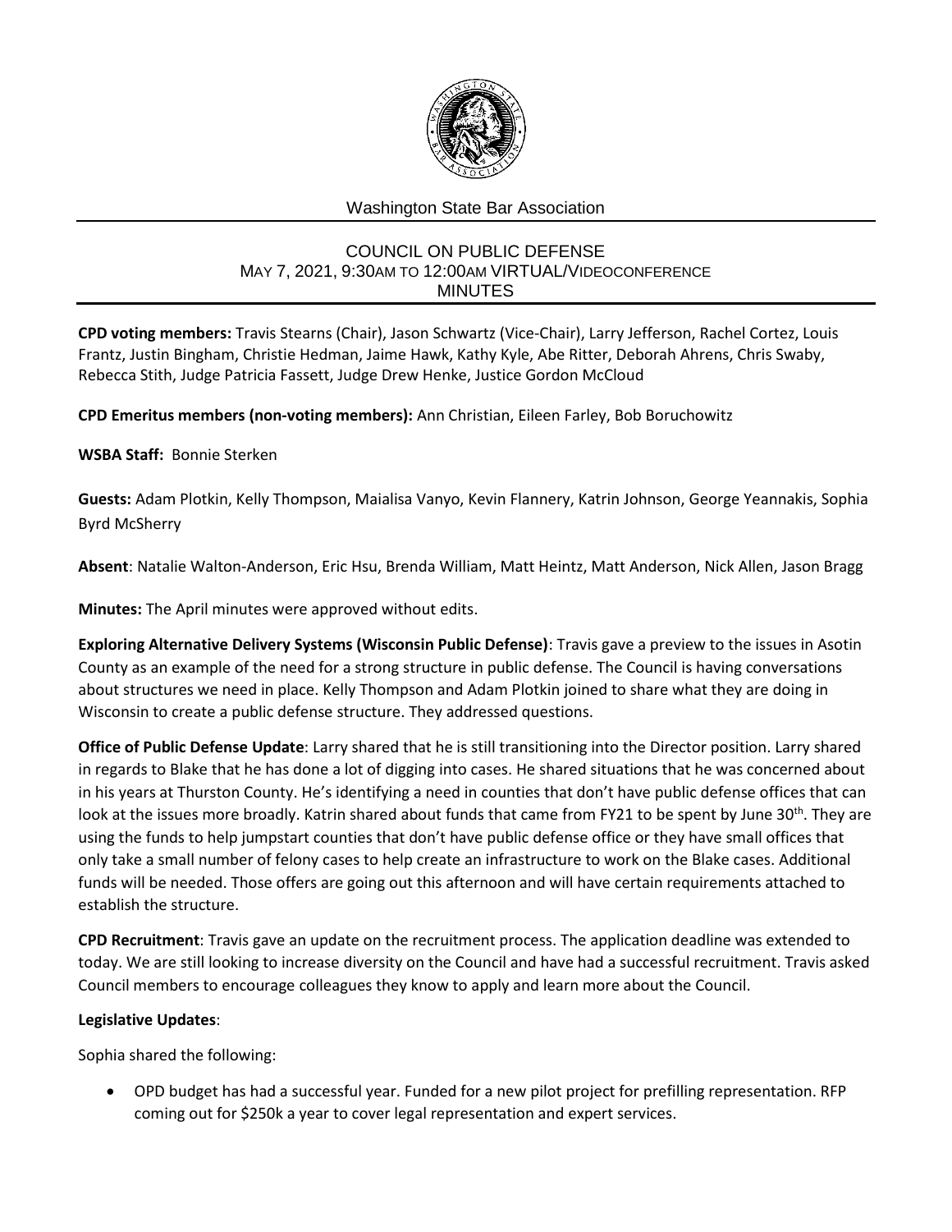Washington State Bar Association

# COUNCIL ON PUBLIC DEFENSE
## MAY 7, 2021, 9:30AM TO 12:00AM VIRTUAL/VIDEOCONFERENCE
## MINUTES

**CPD voting members:** Travis Stearns (Chair), Jason Schwartz (Vice-Chair), Larry Jefferson, Rachel Cortez, Louis Frantz, Justin Bingham, Christie Hedman, Jaime Hawk, Kathy Kyle, Abe Ritter, Deborah Ahrens, Chris Swaby, Rebecca Stith, Judge Patricia Fassett, Judge Drew Henke, Justice Gordon McCloud

**CPD Emeritus members (non-voting members):** Ann Christian, Eileen Farley, Bob Boruchowitz

**WSBA Staff:** Bonnie Sterken

**Guests:** Adam Plotkin, Kelly Thompson, Maialisa Vanyo, Kevin Flannery, Katrin Johnson, George Yeannakis, Sophia Byrd McSherry

**Absent**: Natalie Walton-Anderson, Eric Hsu, Brenda William, Matt Heintz, Matt Anderson, Nick Allen, Jason Bragg

**Minutes:** The April minutes were approved without edits.

**Exploring Alternative Delivery Systems (Wisconsin Public Defense)**: Travis gave a preview to the issues in Asotin County as an example of the need for a strong structure in public defense. The Council is having conversations about structures we need in place. Kelly Thompson and Adam Plotkin joined to share what they are doing in Wisconsin to create a public defense structure. They addressed questions.

**Office of Public Defense Update**: Larry shared that he is still transitioning into the Director position. Larry shared in regards to Blake that he has done a lot of digging into cases. He shared situations that he was concerned about in his years at Thurston County. He's identifying a need in counties that don't have public defense offices that can look at the issues more broadly. Katrin shared about funds that came from FY21 to be spent by June 30th. They are using the funds to help jumpstart counties that don't have public defense office or they have small offices that only take a small number of felony cases to help create an infrastructure to work on the Blake cases. Additional funds will be needed. Those offers are going out this afternoon and will have certain requirements attached to establish the structure.

**CPD Recruitment**: Travis gave an update on the recruitment process. The application deadline was extended to today. We are still looking to increase diversity on the Council and have had a successful recruitment. Travis asked Council members to encourage colleagues they know to apply and learn more about the Council.

**Legislative Updates**:

Sophia shared the following:

- OPD budget has had a successful year. Funded for a new pilot project for prefilling representation. RFP coming out for $250k a year to cover legal representation and expert services.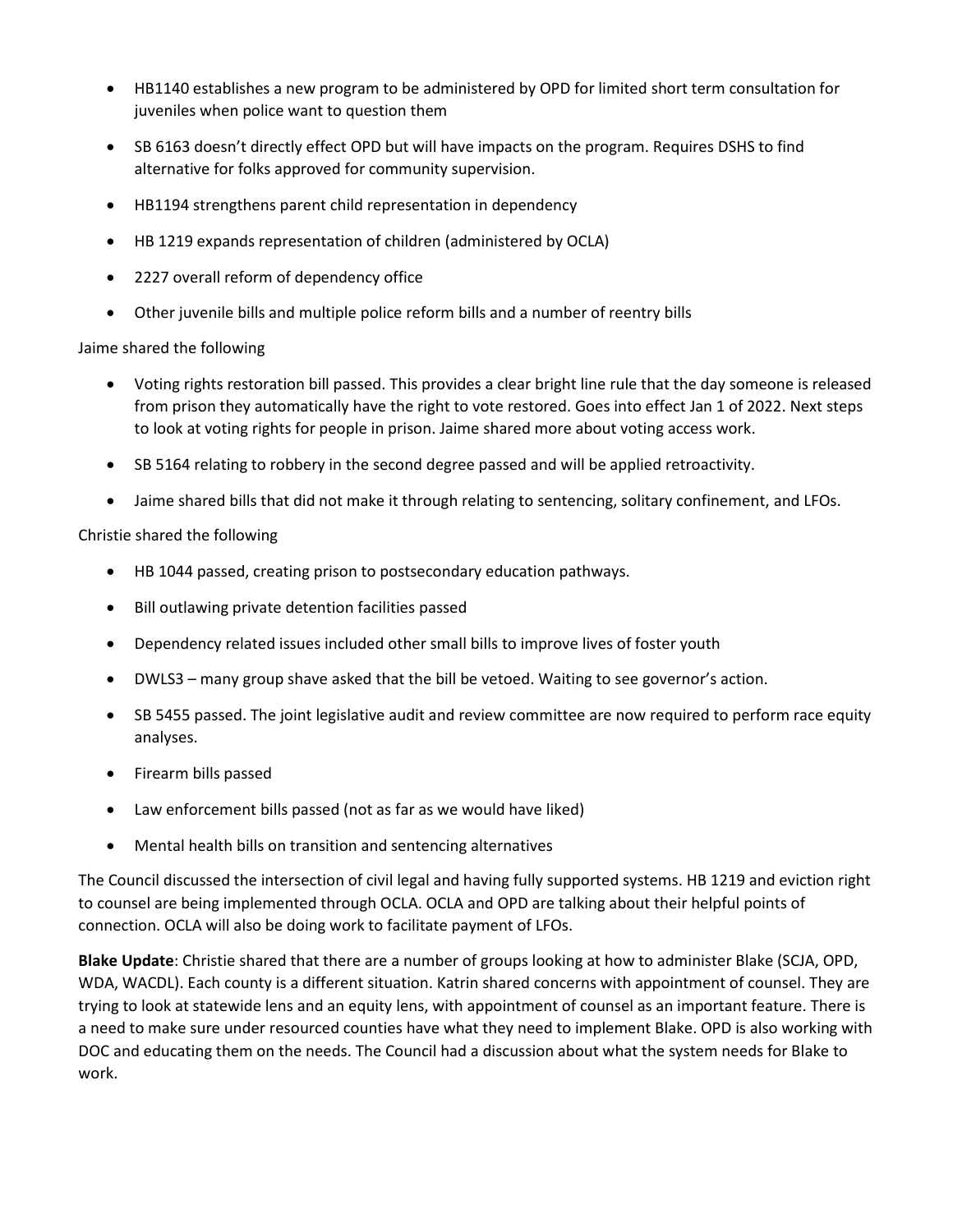- HB1140 establishes a new program to be administered by OPD for limited short term consultation for juveniles when police want to question them
- SB 6163 doesn't directly effect OPD but will have impacts on the program. Requires DSHS to find alternative for folks approved for community supervision.
- HB1194 strengthens parent child representation in dependency
- HB 1219 expands representation of children (administered by OCLA)
- 2227 overall reform of dependency office
- Other juvenile bills and multiple police reform bills and a number of reentry bills

Jaime shared the following

- Voting rights restoration bill passed. This provides a clear bright line rule that the day someone is released from prison they automatically have the right to vote restored. Goes into effect Jan 1 of 2022. Next steps to look at voting rights for people in prison. Jaime shared more about voting access work.
- SB 5164 relating to robbery in the second degree passed and will be applied retroactivity.
- Jaime shared bills that did not make it through relating to sentencing, solitary confinement, and LFOs.

Christie shared the following

- HB 1044 passed, creating prison to postsecondary education pathways.
- Bill outlawing private detention facilities passed
- Dependency related issues included other small bills to improve lives of foster youth
- DWLS3 – many group shave asked that the bill be vetoed. Waiting to see governor's action.
- SB 5455 passed. The joint legislative audit and review committee are now required to perform race equity analyses.
- Firearm bills passed
- Law enforcement bills passed (not as far as we would have liked)
- Mental health bills on transition and sentencing alternatives

The Council discussed the intersection of civil legal and having fully supported systems. HB 1219 and eviction right to counsel are being implemented through OCLA. OCLA and OPD are talking about their helpful points of connection. OCLA will also be doing work to facilitate payment of LFOs.

**Blake Update**: Christie shared that there are a number of groups looking at how to administer Blake (SCJA, OPD, WDA, WACDL). Each county is a different situation. Katrin shared concerns with appointment of counsel. They are trying to look at statewide lens and an equity lens, with appointment of counsel as an important feature. There is a need to make sure under resourced counties have what they need to implement Blake. OPD is also working with DOC and educating them on the needs. The Council had a discussion about what the system needs for Blake to work.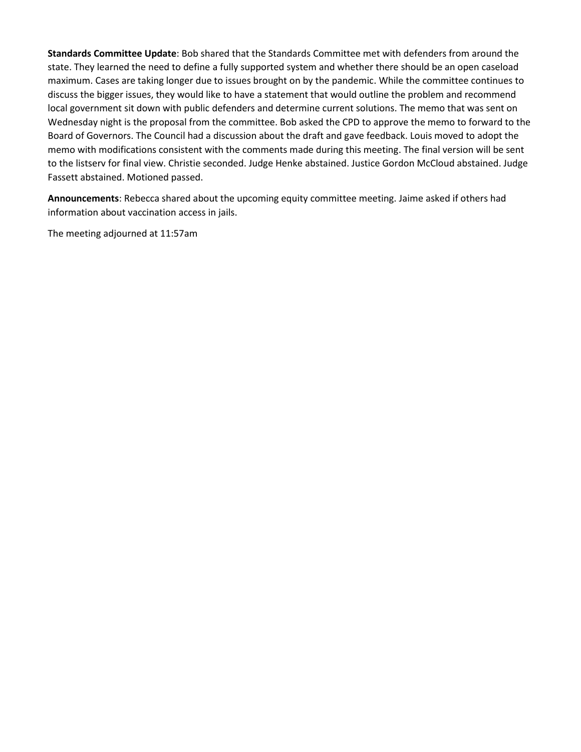**Standards Committee Update**: Bob shared that the Standards Committee met with defenders from around the state. They learned the need to define a fully supported system and whether there should be an open caseload maximum. Cases are taking longer due to issues brought on by the pandemic. While the committee continues to discuss the bigger issues, they would like to have a statement that would outline the problem and recommend local government sit down with public defenders and determine current solutions. The memo that was sent on Wednesday night is the proposal from the committee. Bob asked the CPD to approve the memo to forward to the Board of Governors. The Council had a discussion about the draft and gave feedback. Louis moved to adopt the memo with modifications consistent with the comments made during this meeting. The final version will be sent to the listserv for final view. Christie seconded. Judge Henke abstained. Justice Gordon McCloud abstained. Judge Fassett abstained. Motioned passed.

**Announcements**: Rebecca shared about the upcoming equity committee meeting. Jaime asked if others had information about vaccination access in jails.

The meeting adjourned at 11:57am